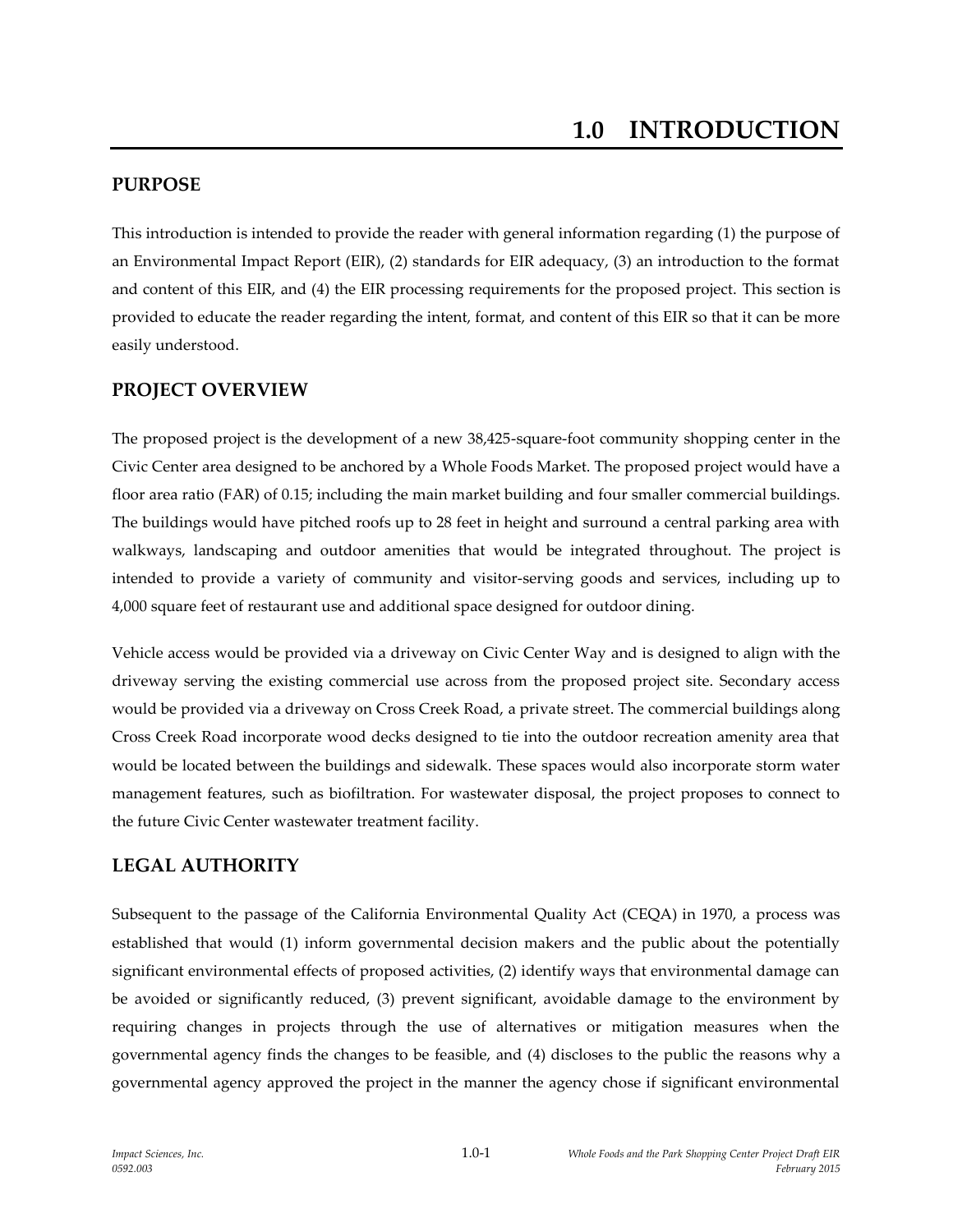# 1.0 INTRODUCTION

## PURPOSE

This introduction is intended to provide the reader with general information regarding (1) the purpose of an Environmental Impact Report (EIR), (2) standards for EIR adequacy, (3) an introduction to the format and content of this EIR, and (4) the EIR processing requirements for the proposed project. This section is provided to educate the reader regarding the intent, format, and content of this EIR so that it can be more easily understood.

## PROJECT OVERVIEW

The proposed project is the development of a new 38,425-square-foot community shopping center in the Civic Center area designed to be anchored by a Whole Foods Market. The proposed project would have a floor area ratio (FAR) of 0.15; including the main market building and four smaller commercial buildings. The buildings would have pitched roofs up to 28 feet in height and surround a central parking area with walkways, landscaping and outdoor amenities that would be integrated throughout. The project is intended to provide a variety of community and visitor-serving goods and services, including up to 4,000 square feet of restaurant use and additional space designed for outdoor dining.

Vehicle access would be provided via a driveway on Civic Center Way and is designed to align with the driveway serving the existing commercial use across from the proposed project site. Secondary access would be provided via a driveway on Cross Creek Road, a private street. The commercial buildings along Cross Creek Road incorporate wood decks designed to tie into the outdoor recreation amenity area that would be located between the buildings and sidewalk. These spaces would also incorporate storm water management features, such as biofiltration. For wastewater disposal, the project proposes to connect to the future Civic Center wastewater treatment facility.

## LEGAL AUTHORITY

Subsequent to the passage of the California Environmental Quality Act (CEQA) in 1970, a process was established that would (1) inform governmental decision makers and the public about the potentially significant environmental effects of proposed activities, (2) identify ways that environmental damage can be avoided or significantly reduced, (3) prevent significant, avoidable damage to the environment by requiring changes in projects through the use of alternatives or mitigation measures when the governmental agency finds the changes to be feasible, and (4) discloses to the public the reasons why a governmental agency approved the project in the manner the agency chose if significant environmental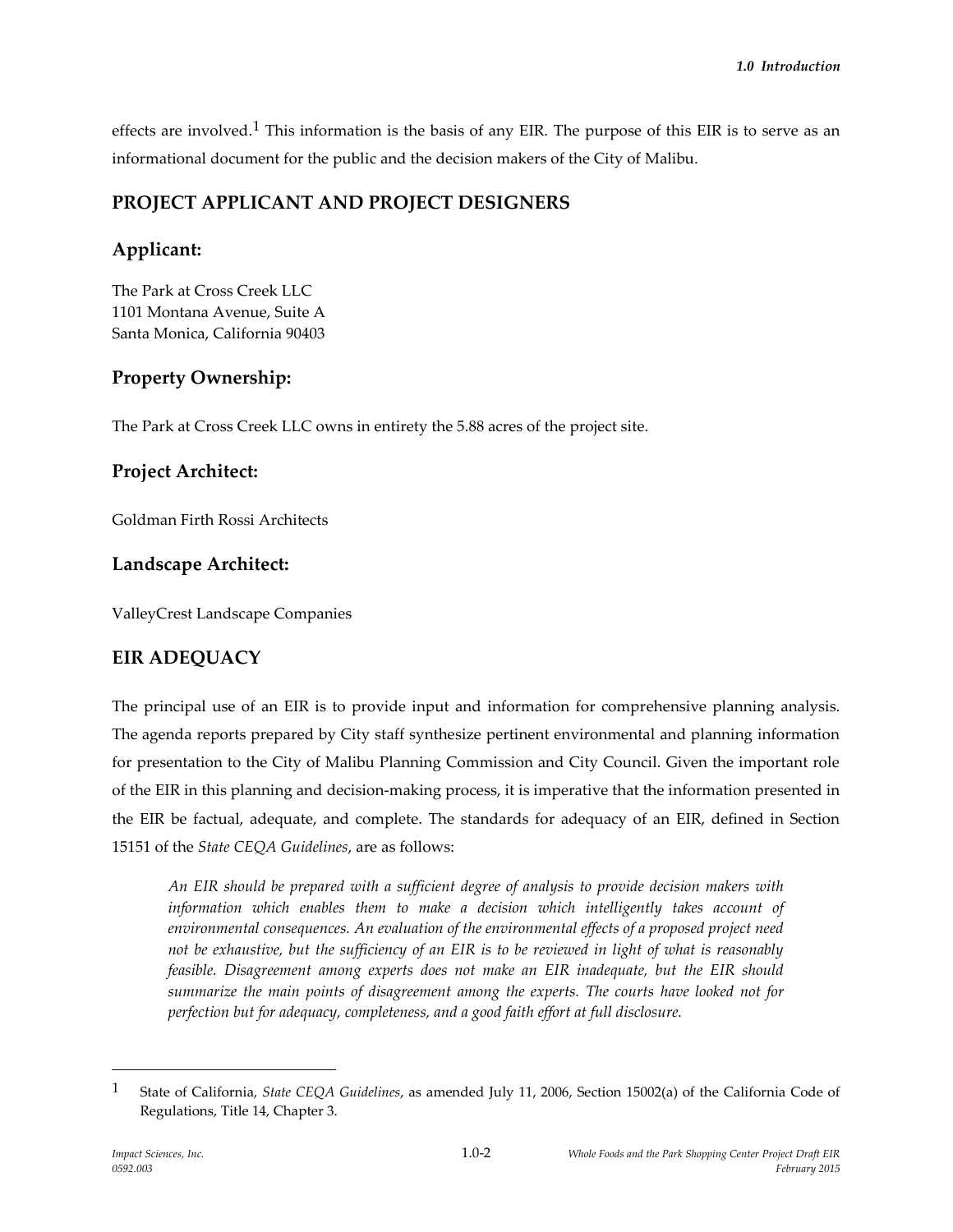effects are involved.[1] This information is the basis of any EIR. The purpose of this EIR is to serve as an informational document for the public and the decision makers of the City of Malibu.

## PROJECT APPLICANT AND PROJECT DESIGNERS

### Applicant:

The Park at Cross Creek LLC
1101 Montana Avenue, Suite A
Santa Monica, California 90403

### Property Ownership:

The Park at Cross Creek LLC owns in entirety the 5.88 acres of the project site.

### Project Architect:

Goldman Firth Rossi Architects

### Landscape Architect:

ValleyCrest Landscape Companies

## EIR ADEQUACY

The principal use of an EIR is to provide input and information for comprehensive planning analysis. The agenda reports prepared by City staff synthesize pertinent environmental and planning information for presentation to the City of Malibu Planning Commission and City Council. Given the important role of the EIR in this planning and decision-making process, it is imperative that the information presented in the EIR be factual, adequate, and complete. The standards for adequacy of an EIR, defined in Section 15151 of the *State CEQA Guidelines*, are as follows:

> *An EIR should be prepared with a sufficient degree of analysis to provide decision makers with information which enables them to make a decision which intelligently takes account of environmental consequences. An evaluation of the environmental effects of a proposed project need not be exhaustive, but the sufficiency of an EIR is to be reviewed in light of what is reasonably feasible. Disagreement among experts does not make an EIR inadequate, but the EIR should summarize the main points of disagreement among the experts. The courts have looked not for perfection but for adequacy, completeness, and a good faith effort at full disclosure.*

---

[1] State of California, *State CEQA Guidelines*, as amended July 11, 2006, Section 15002(a) of the California Code of Regulations, Title 14, Chapter 3.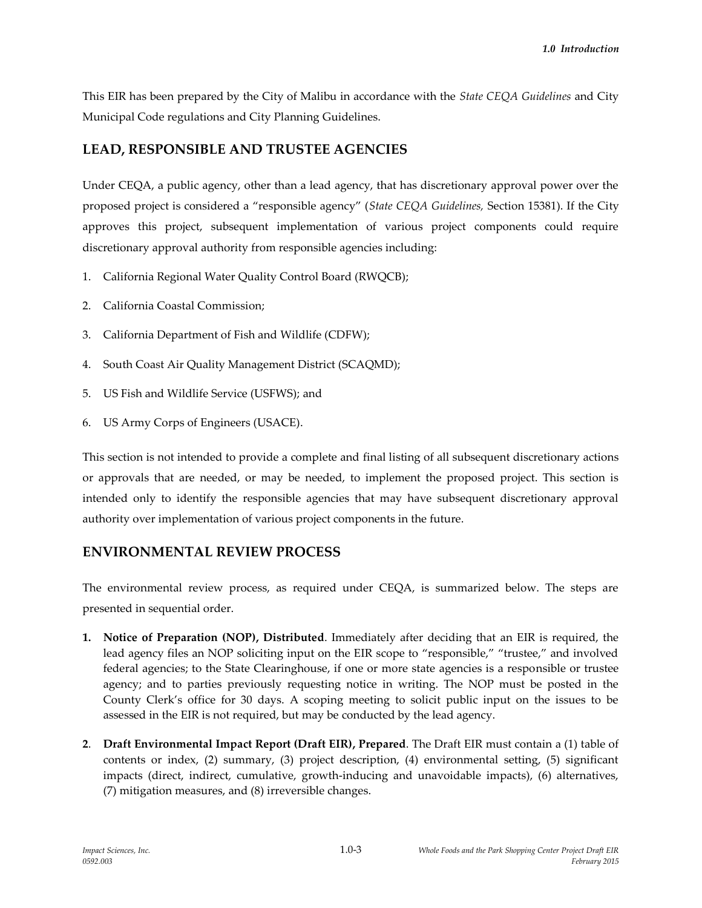This EIR has been prepared by the City of Malibu in accordance with the *State CEQA Guidelines* and City Municipal Code regulations and City Planning Guidelines.

## LEAD, RESPONSIBLE AND TRUSTEE AGENCIES

Under CEQA, a public agency, other than a lead agency, that has discretionary approval power over the proposed project is considered a "responsible agency" (*State CEQA Guidelines,* Section 15381). If the City approves this project, subsequent implementation of various project components could require discretionary approval authority from responsible agencies including:

1. California Regional Water Quality Control Board (RWQCB);
2. California Coastal Commission;
3. California Department of Fish and Wildlife (CDFW);
4. South Coast Air Quality Management District (SCAQMD);
5. US Fish and Wildlife Service (USFWS); and
6. US Army Corps of Engineers (USACE).

This section is not intended to provide a complete and final listing of all subsequent discretionary actions or approvals that are needed, or may be needed, to implement the proposed project. This section is intended only to identify the responsible agencies that may have subsequent discretionary approval authority over implementation of various project components in the future.

## ENVIRONMENTAL REVIEW PROCESS

The environmental review process, as required under CEQA, is summarized below. The steps are presented in sequential order.

1. **Notice of Preparation (NOP), Distributed**. Immediately after deciding that an EIR is required, the lead agency files an NOP soliciting input on the EIR scope to "responsible," "trustee," and involved federal agencies; to the State Clearinghouse, if one or more state agencies is a responsible or trustee agency; and to parties previously requesting notice in writing. The NOP must be posted in the County Clerk's office for 30 days. A scoping meeting to solicit public input on the issues to be assessed in the EIR is not required, but may be conducted by the lead agency.

2. **Draft Environmental Impact Report (Draft EIR), Prepared**. The Draft EIR must contain a (1) table of contents or index, (2) summary, (3) project description, (4) environmental setting, (5) significant impacts (direct, indirect, cumulative, growth-inducing and unavoidable impacts), (6) alternatives, (7) mitigation measures, and (8) irreversible changes.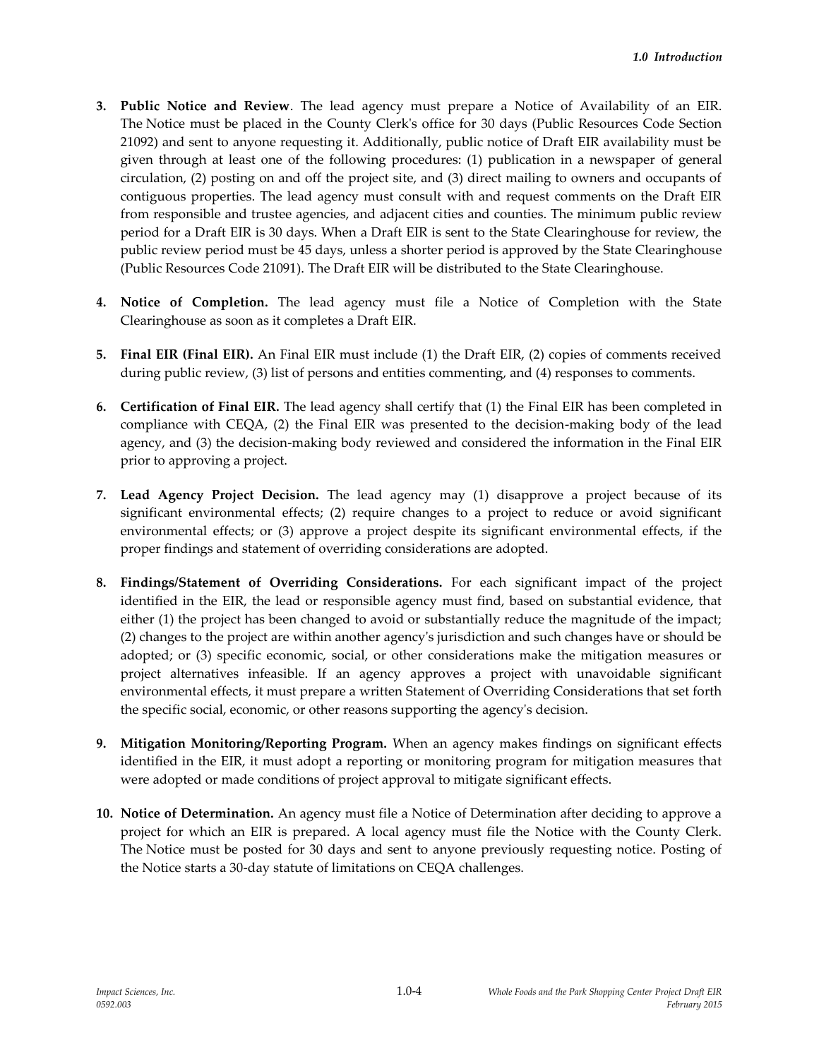3. **Public Notice and Review**. The lead agency must prepare a Notice of Availability of an EIR. The Notice must be placed in the County Clerk's office for 30 days (Public Resources Code Section 21092) and sent to anyone requesting it. Additionally, public notice of Draft EIR availability must be given through at least one of the following procedures: (1) publication in a newspaper of general circulation, (2) posting on and off the project site, and (3) direct mailing to owners and occupants of contiguous properties. The lead agency must consult with and request comments on the Draft EIR from responsible and trustee agencies, and adjacent cities and counties. The minimum public review period for a Draft EIR is 30 days. When a Draft EIR is sent to the State Clearinghouse for review, the public review period must be 45 days, unless a shorter period is approved by the State Clearinghouse (Public Resources Code 21091). The Draft EIR will be distributed to the State Clearinghouse.

4. **Notice of Completion.** The lead agency must file a Notice of Completion with the State Clearinghouse as soon as it completes a Draft EIR.

5. **Final EIR (Final EIR).** An Final EIR must include (1) the Draft EIR, (2) copies of comments received during public review, (3) list of persons and entities commenting, and (4) responses to comments.

6. **Certification of Final EIR.** The lead agency shall certify that (1) the Final EIR has been completed in compliance with CEQA, (2) the Final EIR was presented to the decision-making body of the lead agency, and (3) the decision-making body reviewed and considered the information in the Final EIR prior to approving a project.

7. **Lead Agency Project Decision.** The lead agency may (1) disapprove a project because of its significant environmental effects; (2) require changes to a project to reduce or avoid significant environmental effects; or (3) approve a project despite its significant environmental effects, if the proper findings and statement of overriding considerations are adopted.

8. **Findings/Statement of Overriding Considerations.** For each significant impact of the project identified in the EIR, the lead or responsible agency must find, based on substantial evidence, that either (1) the project has been changed to avoid or substantially reduce the magnitude of the impact; (2) changes to the project are within another agency's jurisdiction and such changes have or should be adopted; or (3) specific economic, social, or other considerations make the mitigation measures or project alternatives infeasible. If an agency approves a project with unavoidable significant environmental effects, it must prepare a written Statement of Overriding Considerations that set forth the specific social, economic, or other reasons supporting the agency's decision.

9. **Mitigation Monitoring/Reporting Program.** When an agency makes findings on significant effects identified in the EIR, it must adopt a reporting or monitoring program for mitigation measures that were adopted or made conditions of project approval to mitigate significant effects.

10. **Notice of Determination.** An agency must file a Notice of Determination after deciding to approve a project for which an EIR is prepared. A local agency must file the Notice with the County Clerk. The Notice must be posted for 30 days and sent to anyone previously requesting notice. Posting of the Notice starts a 30-day statute of limitations on CEQA challenges.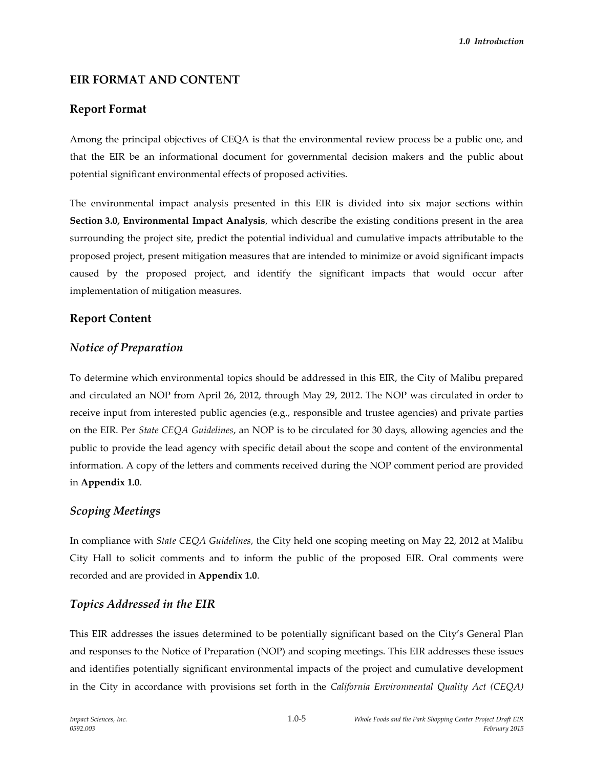## EIR FORMAT AND CONTENT

### Report Format

Among the principal objectives of CEQA is that the environmental review process be a public one, and that the EIR be an informational document for governmental decision makers and the public about potential significant environmental effects of proposed activities.

The environmental impact analysis presented in this EIR is divided into six major sections within **Section 3.0, Environmental Impact Analysis**, which describe the existing conditions present in the area surrounding the project site, predict the potential individual and cumulative impacts attributable to the proposed project, present mitigation measures that are intended to minimize or avoid significant impacts caused by the proposed project, and identify the significant impacts that would occur after implementation of mitigation measures.

### Report Content

#### *Notice of Preparation*

To determine which environmental topics should be addressed in this EIR, the City of Malibu prepared and circulated an NOP from April 26, 2012, through May 29, 2012. The NOP was circulated in order to receive input from interested public agencies (e.g., responsible and trustee agencies) and private parties on the EIR. Per *State CEQA Guidelines*, an NOP is to be circulated for 30 days, allowing agencies and the public to provide the lead agency with specific detail about the scope and content of the environmental information. A copy of the letters and comments received during the NOP comment period are provided in **Appendix 1.0**.

#### *Scoping Meetings*

In compliance with *State CEQA Guidelines*, the City held one scoping meeting on May 22, 2012 at Malibu City Hall to solicit comments and to inform the public of the proposed EIR. Oral comments were recorded and are provided in **Appendix 1.0**.

#### *Topics Addressed in the EIR*

This EIR addresses the issues determined to be potentially significant based on the City's General Plan and responses to the Notice of Preparation (NOP) and scoping meetings. This EIR addresses these issues and identifies potentially significant environmental impacts of the project and cumulative development in the City in accordance with provisions set forth in the *California Environmental Quality Act (CEQA)*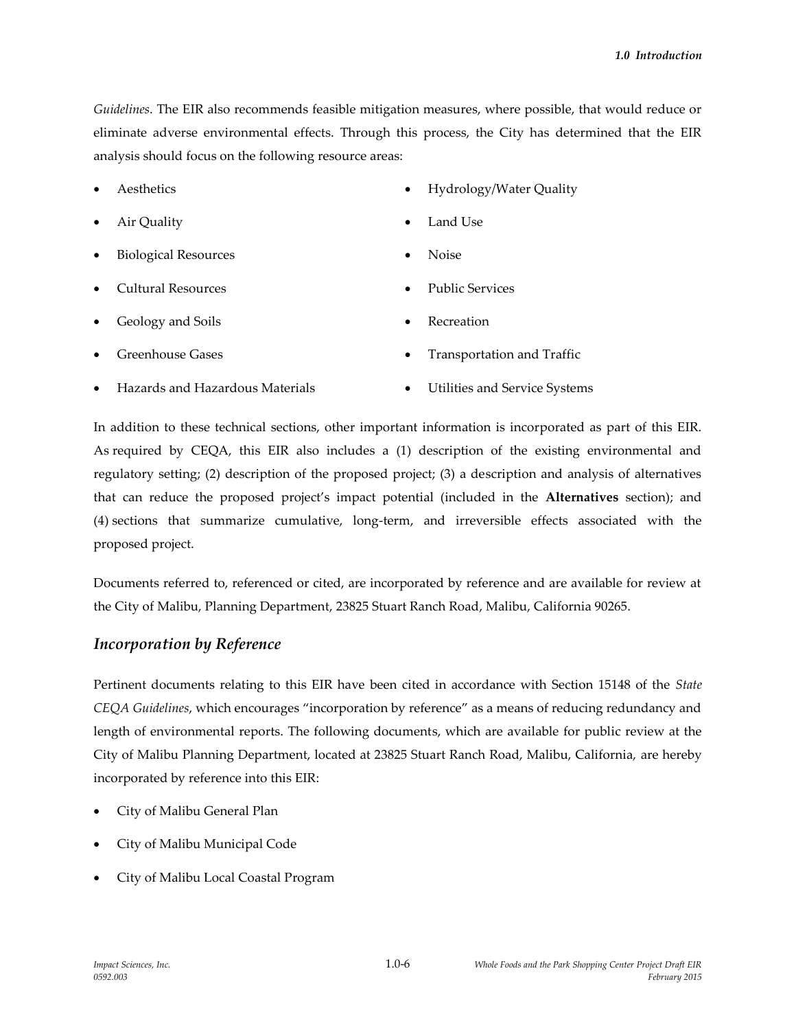*Guidelines*. The EIR also recommends feasible mitigation measures, where possible, that would reduce or eliminate adverse environmental effects. Through this process, the City has determined that the EIR analysis should focus on the following resource areas:

- Aesthetics
- Air Quality
- Biological Resources
- Cultural Resources
- Geology and Soils
- Greenhouse Gases
- Hazards and Hazardous Materials
- Hydrology/Water Quality
- Land Use
- Noise
- Public Services
- Recreation
- Transportation and Traffic
- Utilities and Service Systems

In addition to these technical sections, other important information is incorporated as part of this EIR. As required by CEQA, this EIR also includes a (1) description of the existing environmental and regulatory setting; (2) description of the proposed project; (3) a description and analysis of alternatives that can reduce the proposed project's impact potential (included in the **Alternatives** section); and (4) sections that summarize cumulative, long-term, and irreversible effects associated with the proposed project.

Documents referred to, referenced or cited, are incorporated by reference and are available for review at the City of Malibu, Planning Department, 23825 Stuart Ranch Road, Malibu, California 90265.

## *Incorporation by Reference*

Pertinent documents relating to this EIR have been cited in accordance with Section 15148 of the *State CEQA Guidelines*, which encourages "incorporation by reference" as a means of reducing redundancy and length of environmental reports. The following documents, which are available for public review at the City of Malibu Planning Department, located at 23825 Stuart Ranch Road, Malibu, California, are hereby incorporated by reference into this EIR:

- City of Malibu General Plan
- City of Malibu Municipal Code
- City of Malibu Local Coastal Program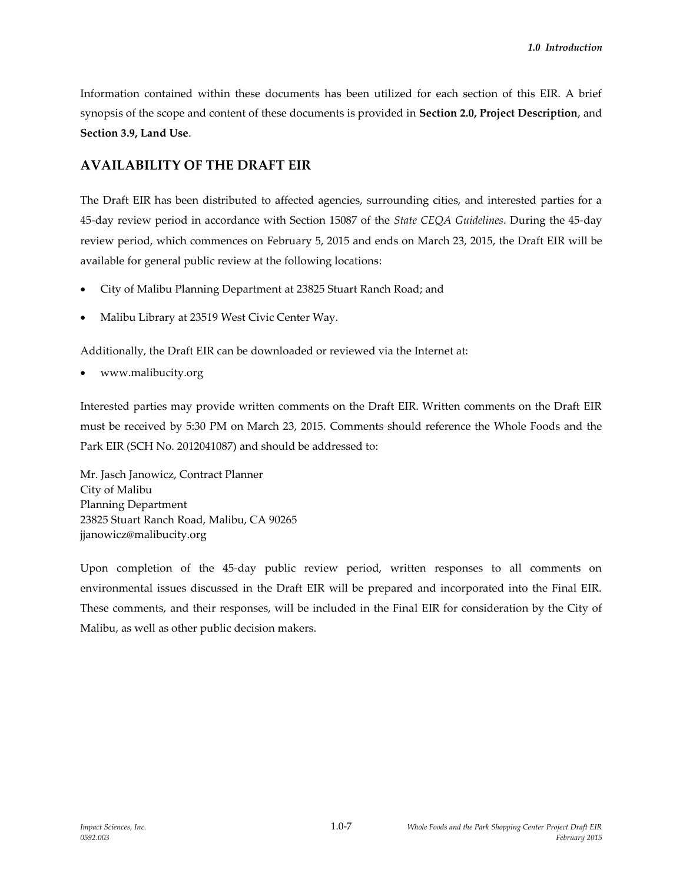Information contained within these documents has been utilized for each section of this EIR. A brief synopsis of the scope and content of these documents is provided in **Section 2.0, Project Description**, and **Section 3.9, Land Use**.

## AVAILABILITY OF THE DRAFT EIR

The Draft EIR has been distributed to affected agencies, surrounding cities, and interested parties for a 45-day review period in accordance with Section 15087 of the *State CEQA Guidelines*. During the 45-day review period, which commences on February 5, 2015 and ends on March 23, 2015, the Draft EIR will be available for general public review at the following locations:

- City of Malibu Planning Department at 23825 Stuart Ranch Road; and
- Malibu Library at 23519 West Civic Center Way.

Additionally, the Draft EIR can be downloaded or reviewed via the Internet at:

- www.malibucity.org

Interested parties may provide written comments on the Draft EIR. Written comments on the Draft EIR must be received by 5:30 PM on March 23, 2015. Comments should reference the Whole Foods and the Park EIR (SCH No. 2012041087) and should be addressed to:

Mr. Jasch Janowicz, Contract Planner
City of Malibu
Planning Department
23825 Stuart Ranch Road, Malibu, CA 90265
jjanowicz@malibucity.org

Upon completion of the 45-day public review period, written responses to all comments on environmental issues discussed in the Draft EIR will be prepared and incorporated into the Final EIR. These comments, and their responses, will be included in the Final EIR for consideration by the City of Malibu, as well as other public decision makers.